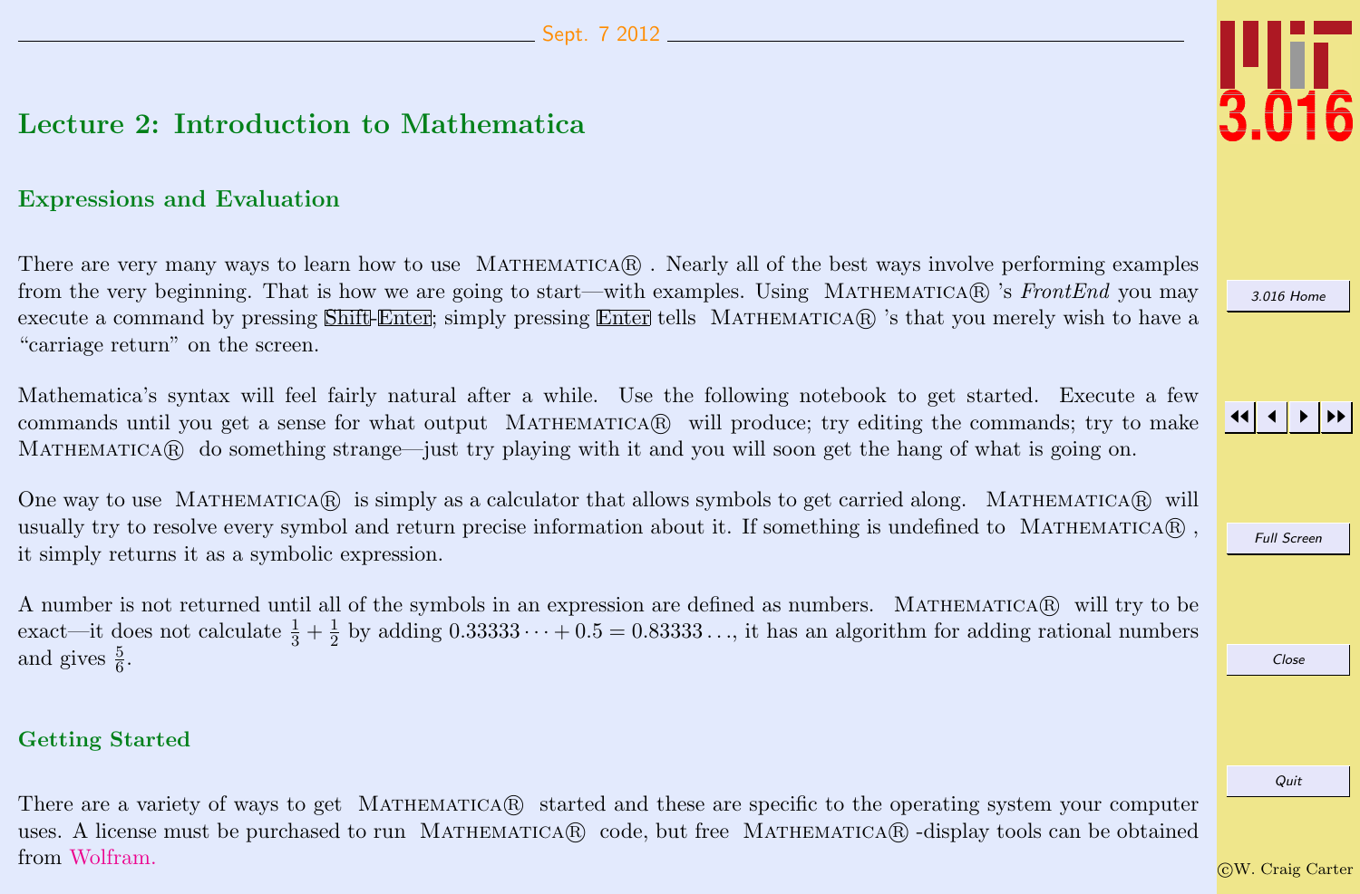# Lecture 2: Introduction to Mathematica

## Expressions and Evaluation

There are very many ways to learn how to use MATHEMATICA®. Nearly all of the best ways involve performing examples from the very beginning. That is how we are going to start—with examples. Using MATHEMATICA® 's *FrontEnd* you may execute a command by pressing Shift-Enter; simply pressing Enter tells MATHEMATICA® 's that you merely wish to have a "carriage return" on the screen.

Mathematica's syntax will feel fairly natural after a while. Use the following notebook to get started. Execute a few commands until you get a sense for what output MATHEMATICA® will produce; try editing the commands; try to make MATHEMATICA® do something strange—just try playing with it and you will soon get the hang of what is going on.

One way to use MATHEMATICA® is simply as a calculator that allows symbols to get carried along. MATHEMATICA® will usually try to resolve every symbol and return precise information about it. If something is undefined to MATHEMATICA®, it simply returns it as a symbolic expression.

A number is not returned until all of the symbols in an expression are defined as numbers. MATHEMATICA® will try to be exact—it does not calculate $\frac{1}{3} + \frac{1}{2}$ by adding $0.33333 \cdots + 0.5 = 0.83333 \ldots$, it has an algorithm for adding rational numbers and gives $\frac{5}{6}$.

## Getting Started

There are a variety of ways to get MATHEMATICA® started and these are specific to the operating system your computer uses. A license must be purchased to run MATHEMATICA® code, but free MATHEMATICA® -display tools can be obtained from Wolfram.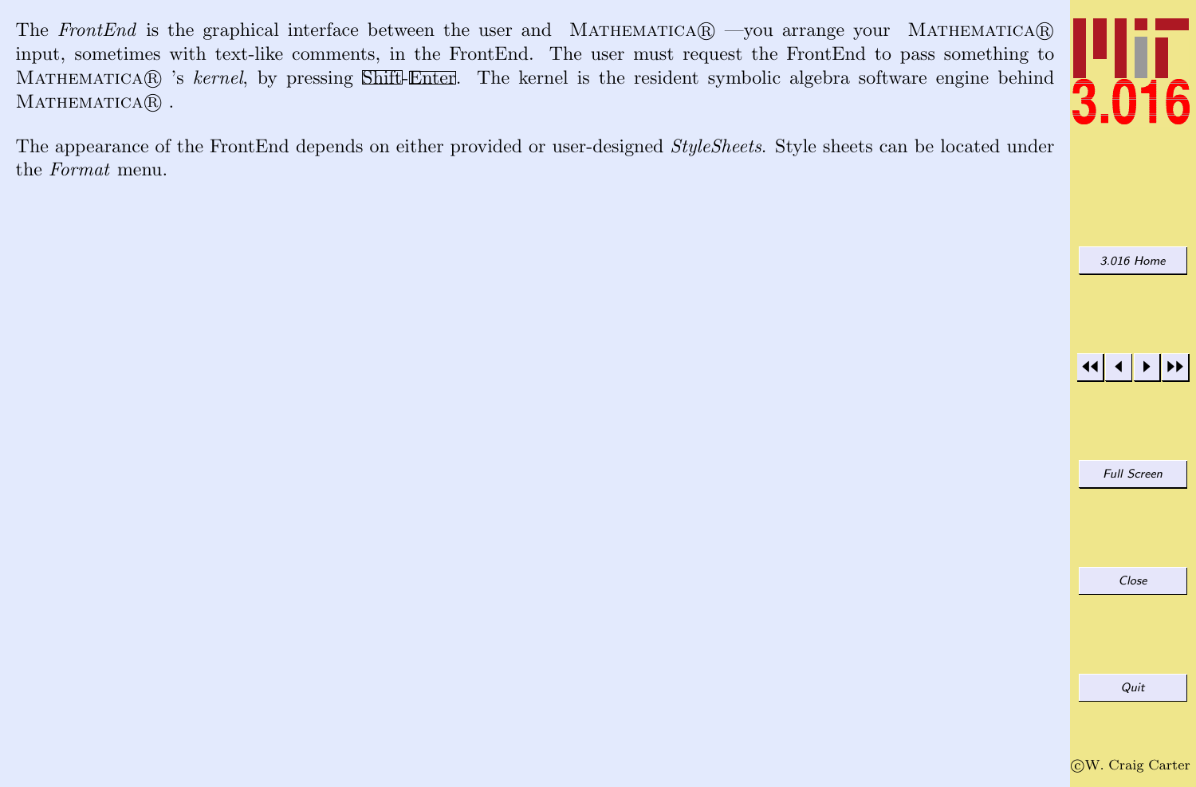The *FrontEnd* is the graphical interface between the user and MATHEMATICA® —you arrange your MATHEMATICA® input, sometimes with text-like comments, in the FrontEnd. The user must request the FrontEnd to pass something to MATHEMATICA® 's *kernel*, by pressing Shift-Enter. The kernel is the resident symbolic algebra software engine behind MATHEMATICA® .

The appearance of the FrontEnd depends on either provided or user-designed *StyleSheets*. Style sheets can be located under the *Format* menu.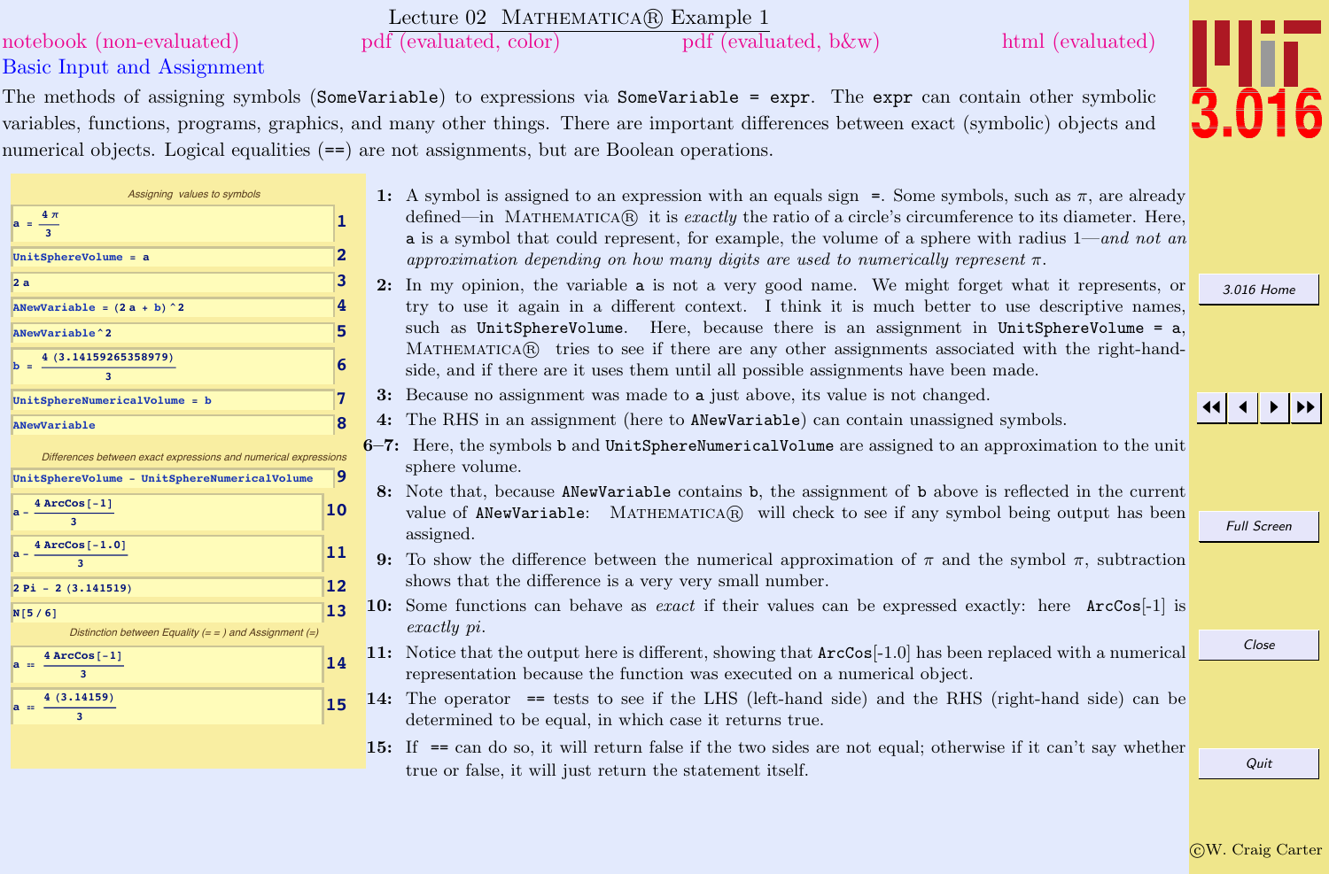# Lecture 02 MATHEMATICA® Example 1

notebook (non-evaluated) pdf (evaluated, color) pdf (evaluated, b&w) html (evaluated)

## Basic Input and Assignment

The methods of assigning symbols (`SomeVariable`) to expressions via `SomeVariable = expr`. The `expr` can contain other symbolic variables, functions, programs, graphics, and many other things. There are important differences between exact (symbolic) objects and numerical objects. Logical equalities (`==`) are not assignments, but are Boolean operations.

*Assigning values to symbols*

```
1   a = 4 π / 3
2   UnitSphereVolume = a
3   2 a
4   ANewVariable = (2 a + b)^2
5   ANewVariable^2
6   b = 4 (3.14159265358979) / 3
7   UnitSphereNumericalVolume = b
8   ANewVariable
```

*Differences between exact expressions and numerical expressions*

```
9   UnitSphereVolume - UnitSphereNumericalVolume
10  a - 4 ArcCos[-1] / 3
11  a - 4 ArcCos[-1.0] / 3
12  2 Pi - 2 (3.141519)
13  N[5 / 6]
```

*Distinction between Equality (==) and Assignment (=)*

```
14  a == 4 ArcCos[-1] / 3
15  a == 4 (3.14159) / 3
```

**1:** A symbol is assigned to an expression with an equals sign `=`. Some symbols, such as $\pi$, are already defined—in MATHEMATICA® it is *exactly* the ratio of a circle's circumference to its diameter. Here, `a` is a symbol that could represent, for example, the volume of a sphere with radius 1—*and not an approximation depending on how many digits are used to numerically represent* $\pi$.

**2:** In my opinion, the variable `a` is not a very good name. We might forget what it represents, or try to use it again in a different context. I think it is much better to use descriptive names, such as `UnitSphereVolume`. Here, because there is an assignment in `UnitSphereVolume = a`, MATHEMATICA® tries to see if there are any other assignments associated with the right-hand-side, and if there are it uses them until all possible assignments have been made.

**3:** Because no assignment was made to `a` just above, its value is not changed.

**4:** The RHS in an assignment (here to `ANewVariable`) can contain unassigned symbols.

**6–7:** Here, the symbols `b` and `UnitSphereNumericalVolume` are assigned to an approximation to the unit sphere volume.

**8:** Note that, because `ANewVariable` contains `b`, the assignment of `b` above is reflected in the current value of `ANewVariable`: MATHEMATICA® will check to see if any symbol being output has been assigned.

**9:** To show the difference between the numerical approximation of $\pi$ and the symbol $\pi$, subtraction shows that the difference is a very very small number.

**10:** Some functions can behave as *exact* if their values can be expressed exactly: here `ArcCos[-1]` is *exactly pi*.

**11:** Notice that the output here is different, showing that `ArcCos[-1.0]` has been replaced with a numerical representation because the function was executed on a numerical object.

**14:** The operator `==` tests to see if the LHS (left-hand side) and the RHS (right-hand side) can be determined to be equal, in which case it returns true.

**15:** If `==` can do so, it will return false if the two sides are not equal; otherwise if it can't say whether true or false, it will just return the statement itself.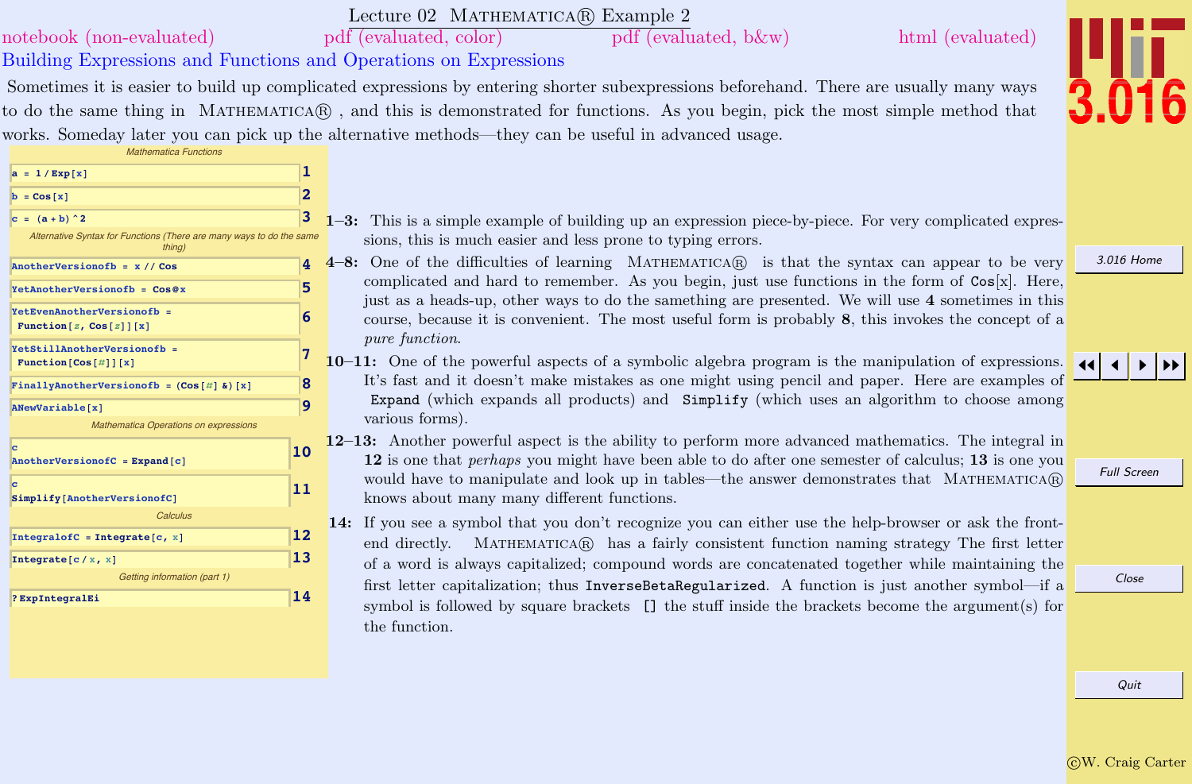# Lecture 02 MATHEMATICA® Example 2

notebook (non-evaluated) pdf (evaluated, color) pdf (evaluated, b&w) html (evaluated)

## Building Expressions and Functions and Operations on Expressions

Sometimes it is easier to build up complicated expressions by entering shorter subexpressions beforehand. There are usually many ways to do the same thing in MATHEMATICA® , and this is demonstrated for functions. As you begin, pick the most simple method that works. Someday later you can pick up the alternative methods—they can be useful in advanced usage.

*Mathematica Functions*

```
a = 1 / Exp[x]                                   (1)
b = Cos[x]                                       (2)
c = (a + b) ^ 2                                  (3)
```

*Alternative Syntax for Functions (There are many ways to do the same thing)*

```
AnotherVersionofb = x // Cos                     (4)
YetAnotherVersionofb = Cos@x                     (5)
YetEvenAnotherVersionofb =
 Function[z, Cos[z]][x]                          (6)
YetStillAnotherVersionofb =
 Function[Cos[#]][x]                             (7)
FinallyAnotherVersionofb = (Cos[#] &)[x]         (8)
ANewVariable[x]                                  (9)
```

*Mathematica Operations on expressions*

```
c
AnotherVersionofC = Expand[c]                    (10)
c
Simplify[AnotherVersionofC]                      (11)
```

*Calculus*

```
IntegralofC = Integrate[c, x]                    (12)
Integrate[c / x, x]                              (13)
```

*Getting information (part 1)*

```
? ExpIntegralEi                                  (14)
```

**1–3:** This is a simple example of building up an expression piece-by-piece. For very complicated expressions, this is much easier and less prone to typing errors.

**4–8:** One of the difficulties of learning MATHEMATICA® is that the syntax can appear to be very complicated and hard to remember. As you begin, just use functions in the form of Cos[x]. Here, just as a heads-up, other ways to do the samething are presented. We will use **4** sometimes in this course, because it is convenient. The most useful form is probably **8**, this invokes the concept of a *pure function*.

**10–11:** One of the powerful aspects of a symbolic algebra program is the manipulation of expressions. It's fast and it doesn't make mistakes as one might using pencil and paper. Here are examples of Expand (which expands all products) and Simplify (which uses an algorithm to choose among various forms).

**12–13:** Another powerful aspect is the ability to perform more advanced mathematics. The integral in **12** is one that *perhaps* you might have been able to do after one semester of calculus; **13** is one you would have to manipulate and look up in tables—the answer demonstrates that MATHEMATICA® knows about many many different functions.

**14:** If you see a symbol that you don't recognize you can either use the help-browser or ask the front-end directly. MATHEMATICA® has a fairly consistent function naming strategy The first letter of a word is always capitalized; compound words are concatenated together while maintaining the first letter capitalization; thus InverseBetaRegularized. A function is just another symbol—if a symbol is followed by square brackets [] the stuff inside the brackets become the argument(s) for the function.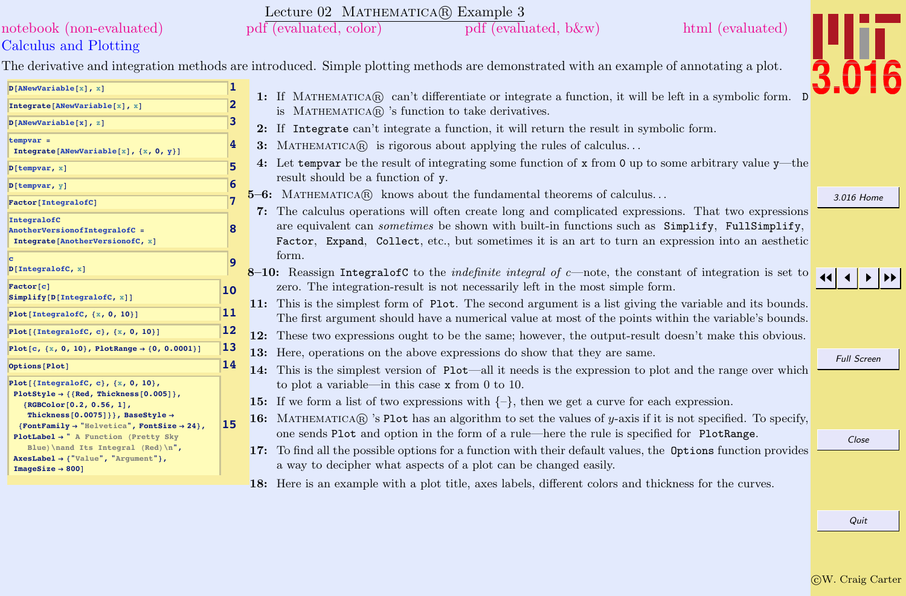# Lecture 02 Mathematica® Example 3

notebook (non-evaluated) pdf (evaluated, color) pdf (evaluated, b&w) html (evaluated)

## Calculus and Plotting

The derivative and integration methods are introduced. Simple plotting methods are demonstrated with an example of annotating a plot.

```
1   D[ANewVariable[x], x]

2   Integrate[ANewVariable[x], x]

3   D[ANewVariable[x], z]

4   tempvar =
     Integrate[ANewVariable[x], {x, 0, y}]

5   D[tempvar, x]

6   D[tempvar, y]

7   Factor[IntegralofC]

8   IntegralofC
    AnotherVersionofIntegralofC =
     Integrate[AnotherVersionofC, x]

9   c
    D[IntegralofC, x]

10  Factor[c]
    Simplify[D[IntegralofC, x]]

11  Plot[IntegralofC, {x, 0, 10}]

12  Plot[{IntegralofC, c}, {x, 0, 10}]

13  Plot[c, {x, 0, 10}, PlotRange → {0, 0.0001}]

14  Options[Plot]

15  Plot[{IntegralofC, c}, {x, 0, 10},
     PlotStyle → {{Red, Thickness[0.005]},
       {RGBColor[0.2, 0.56, 1],
        Thickness[0.0075]}}, BaseStyle →
      {FontFamily → "Helvetica", FontSize → 24},
     PlotLabel → " A Function (Pretty Sky
       Blue)\nand Its Integral (Red)\n",
     AxesLabel → {"Value", "Argument"},
     ImageSize → 800]
```

**1:** If Mathematica® can't differentiate or integrate a function, it will be left in a symbolic form. `D` is Mathematica® 's function to take derivatives.

**2:** If `Integrate` can't integrate a function, it will return the result in symbolic form.

**3:** Mathematica® is rigorous about applying the rules of calculus...

**4:** Let `tempvar` be the result of integrating some function of `x` from `0` up to some arbitrary value `y`—the result should be a function of `y`.

**5–6:** Mathematica® knows about the fundamental theorems of calculus...

**7:** The calculus operations will often create long and complicated expressions. That two expressions are equivalent can *sometimes* be shown with built-in functions such as `Simplify`, `FullSimplify`, `Factor`, `Expand`, `Collect`, etc., but sometimes it is an art to turn an expression into an aesthetic form.

**8–10:** Reassign `IntegralofC` to the *indefinite integral of c*—note, the constant of integration is set to zero. The integration-result is not necessarily left in the most simple form.

**11:** This is the simplest form of `Plot`. The second argument is a list giving the variable and its bounds. The first argument should have a numerical value at most of the points within the variable's bounds.

**12:** These two expressions ought to be the same; however, the output-result doesn't make this obvious.

**13:** Here, operations on the above expressions do show that they are same.

**14:** This is the simplest version of `Plot`—all it needs is the expression to plot and the range over which to plot a variable—in this case `x` from 0 to 10.

**15:** If we form a list of two expressions with {–}, then we get a curve for each expression.

**16:** Mathematica® 's `Plot` has an algorithm to set the values of $y$-axis if it is not specified. To specify, one sends `Plot` and option in the form of a rule—here the rule is specified for `PlotRange`.

**17:** To find all the possible options for a function with their default values, the `Options` function provides a way to decipher what aspects of a plot can be changed easily.

**18:** Here is an example with a plot title, axes labels, different colors and thickness for the curves.

©W. Craig Carter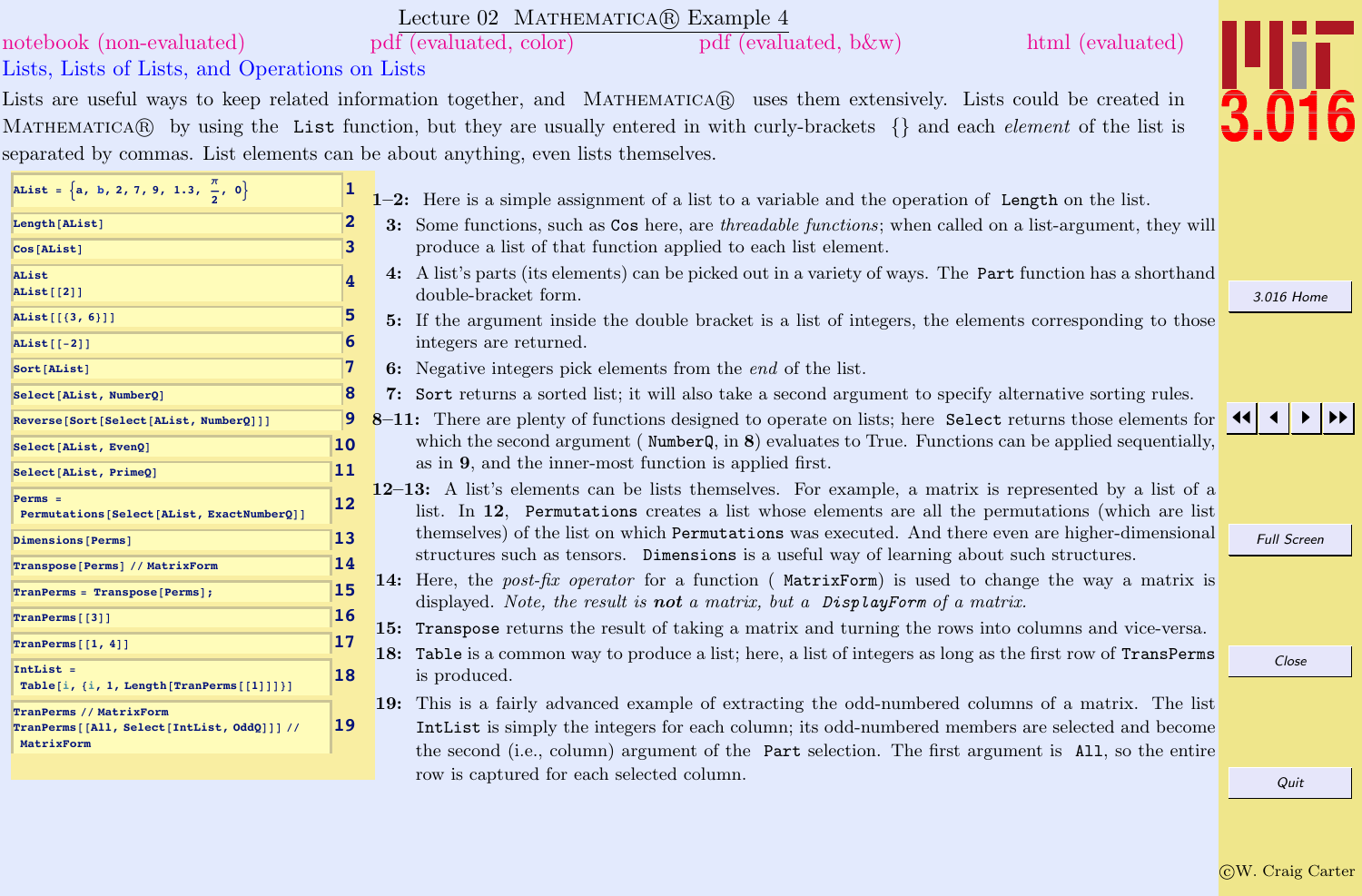# Lecture 02 MATHEMATICA® Example 4

notebook (non-evaluated) pdf (evaluated, color) pdf (evaluated, b&w) html (evaluated)

## Lists, Lists of Lists, and Operations on Lists

Lists are useful ways to keep related information together, and MATHEMATICA® uses them extensively. Lists could be created in MATHEMATICA® by using the `List` function, but they are usually entered in with curly-brackets {} and each *element* of the list is separated by commas. List elements can be about anything, even lists themselves.

```
AList = {a, b, 2, 7, 9, 1.3, π/2, 0}                                  1
Length[AList]                                                         2
Cos[AList]                                                            3
AList
AList[[2]]                                                            4
AList[[{3, 6}]]                                                       5
AList[[-2]]                                                           6
Sort[AList]                                                           7
Select[AList, NumberQ]                                                8
Reverse[Sort[Select[AList, NumberQ]]]                                 9
Select[AList, EvenQ]                                                  10
Select[AList, PrimeQ]                                                 11
Perms =
 Permutations[Select[AList, ExactNumberQ]]                            12
Dimensions[Perms]                                                     13
Transpose[Perms] // MatrixForm                                        14
TranPerms = Transpose[Perms];                                         15
TranPerms[[3]]                                                        16
TranPerms[[1, 4]]                                                     17
IntList =
 Table[i, {i, 1, Length[TranPerms[[1]]]}]                             18
TranPerms // MatrixForm
TranPerms[[All, Select[IntList, OddQ]]] //
 MatrixForm                                                           19
```

**1–2:** Here is a simple assignment of a list to a variable and the operation of `Length` on the list.

**3:** Some functions, such as `Cos` here, are *threadable functions*; when called on a list-argument, they will produce a list of that function applied to each list element.

**4:** A list's parts (its elements) can be picked out in a variety of ways. The `Part` function has a shorthand double-bracket form.

**5:** If the argument inside the double bracket is a list of integers, the elements corresponding to those integers are returned.

**6:** Negative integers pick elements from the *end* of the list.

**7:** `Sort` returns a sorted list; it will also take a second argument to specify alternative sorting rules.

**8–11:** There are plenty of functions designed to operate on lists; here `Select` returns those elements for which the second argument ( `NumberQ`, in **8**) evaluates to True. Functions can be applied sequentially, as in **9**, and the inner-most function is applied first.

**12–13:** A list's elements can be lists themselves. For example, a matrix is represented by a list of a list. In **12**, `Permutations` creates a list whose elements are all the permutations (which are list themselves) of the list on which `Permutations` was executed. And there even are higher-dimensional structures such as tensors. `Dimensions` is a useful way of learning about such structures.

**14:** Here, the *post-fix operator* for a function ( `MatrixForm`) is used to change the way a matrix is displayed. *Note, the result is **not** a matrix, but a `DisplayForm` of a matrix.*

**15:** `Transpose` returns the result of taking a matrix and turning the rows into columns and vice-versa.

**18:** `Table` is a common way to produce a list; here, a list of integers as long as the first row of `TransPerms` is produced.

**19:** This is a fairly advanced example of extracting the odd-numbered columns of a matrix. The list `IntList` is simply the integers for each column; its odd-numbered members are selected and become the second (i.e., column) argument of the `Part` selection. The first argument is `All`, so the entire row is captured for each selected column.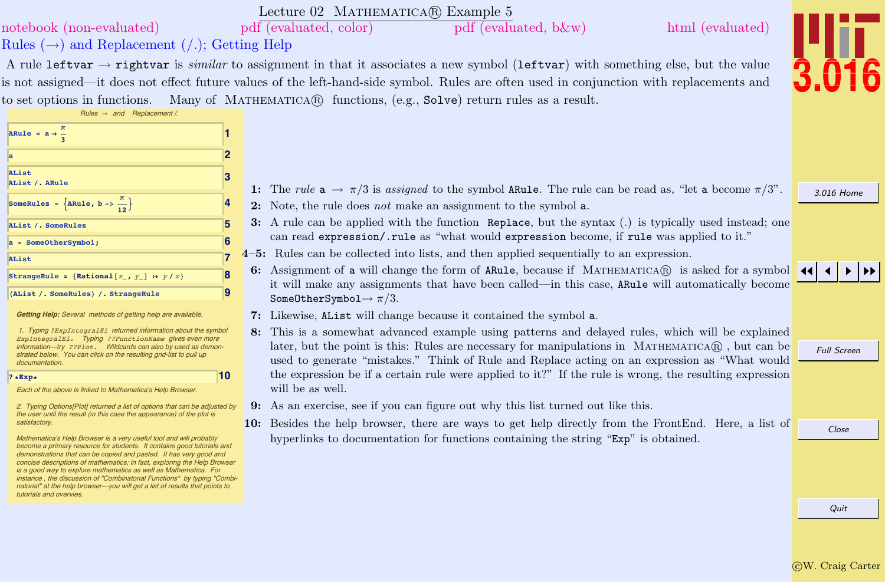# Lecture 02 MATHEMATICA® Example 5

notebook (non-evaluated) pdf (evaluated, color) pdf (evaluated, b&w) html (evaluated)

## Rules (→) and Replacement (/.); Getting Help

A rule `leftvar → rightvar` is *similar* to assignment in that it associates a new symbol (`leftvar`) with something else, but the value is not assigned—it does not effect future values of the left-hand-side symbol. Rules are often used in conjunction with replacements and to set options in functions. Many of MATHEMATICA® functions, (e.g., `Solve`) return rules as a result.

*Rules → and Replacement /.*

```
ARule = a → π/3                                        (1)
a                                                      (2)
AList
AList /. ARule                                         (3)
SomeRules = {ARule, b -> π/12}                         (4)
AList /. SomeRules                                     (5)
a = SomeOtherSymbol;                                   (6)
AList                                                  (7)
StrangeRule = (Rational[x_, y_] :→ y / x)              (8)
(AList /. SomeRules) /. StrangeRule                    (9)
```

**Getting Help:** Several methods of getting help are available.

1. Typing `?ExpIntegralEi` returned information about the symbol `ExpIntegralEi`. Typing `??FunctionName` gives even more information—try `??Plot`. Wildcards can also by used as demonstrated below. You can click on the resulting grid-list to pull up documentation.

```
? *Exp*                                                (10)
```

Each of the above is linked to Mathematica's Help Browser.

2. Typing Options[Plot] returned a list of options that can be adjusted by the user until the result (in this case the appearance) of the plot is satisfactory.

Mathematica's Help Browser is a very useful tool and will probably become a primary resource for students. It contains good tutorials and demonstrations that can be copied and pasted. It has very good and concise descriptions of mathematics; in fact, exploring the Help Browser is a good way to explore mathematics as well as Mathematica. For instance , the discussion of "Combinatorial Functions" by typing "Combinatorial" at the help browser---you will get a list of results that points to tutorials and overviews.

**1:** The *rule* `a` → $\pi/3$ is *assigned* to the symbol `ARule`. The rule can be read as, "let `a` become $\pi/3$".

**2:** Note, the rule does *not* make an assignment to the symbol `a`.

**3:** A rule can be applied with the function `Replace`, but the syntax (.) is typically used instead; one can read `expression/.rule` as "what would `expression` become, if `rule` was applied to it."

**4–5:** Rules can be collected into lists, and then applied sequentially to an expression.

**6:** Assignment of `a` will change the form of `ARule`, because if MATHEMATICA® is asked for a symbol it will make any assignments that have been called—in this case, `ARule` will automatically become `SomeOtherSymbol`→ $\pi/3$.

**7:** Likewise, `AList` will change because it contained the symbol `a`.

**8:** This is a somewhat advanced example using patterns and delayed rules, which will be explained later, but the point is this: Rules are necessary for manipulations in MATHEMATICA® , but can be used to generate "mistakes." Think of Rule and Replace acting on an expression as "What would the expression be if a certain rule were applied to it?" If the rule is wrong, the resulting expression will be as well.

**9:** As an exercise, see if you can figure out why this list turned out like this.

**10:** Besides the help browser, there are ways to get help directly from the FrontEnd. Here, a list of hyperlinks to documentation for functions containing the string "`Exp`" is obtained.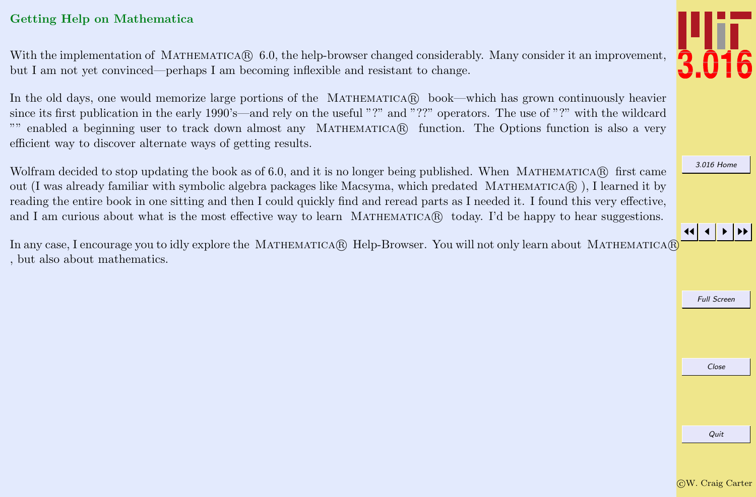## Getting Help on Mathematica

With the implementation of MATHEMATICA® 6.0, the help-browser changed considerably. Many consider it an improvement, but I am not yet convinced—perhaps I am becoming inflexible and resistant to change.

In the old days, one would memorize large portions of the MATHEMATICA® book—which has grown continuously heavier since its first publication in the early 1990's—and rely on the useful "?" and "??" operators. The use of "?" with the wildcard "" enabled a beginning user to track down almost any MATHEMATICA® function. The Options function is also a very efficient way to discover alternate ways of getting results.

Wolfram decided to stop updating the book as of 6.0, and it is no longer being published. When MATHEMATICA® first came out (I was already familiar with symbolic algebra packages like Macsyma, which predated MATHEMATICA® ), I learned it by reading the entire book in one sitting and then I could quickly find and reread parts as I needed it. I found this very effective, and I am curious about what is the most effective way to learn MATHEMATICA® today. I'd be happy to hear suggestions.

In any case, I encourage you to idly explore the MATHEMATICA® Help-Browser. You will not only learn about MATHEMATICA® , but also about mathematics.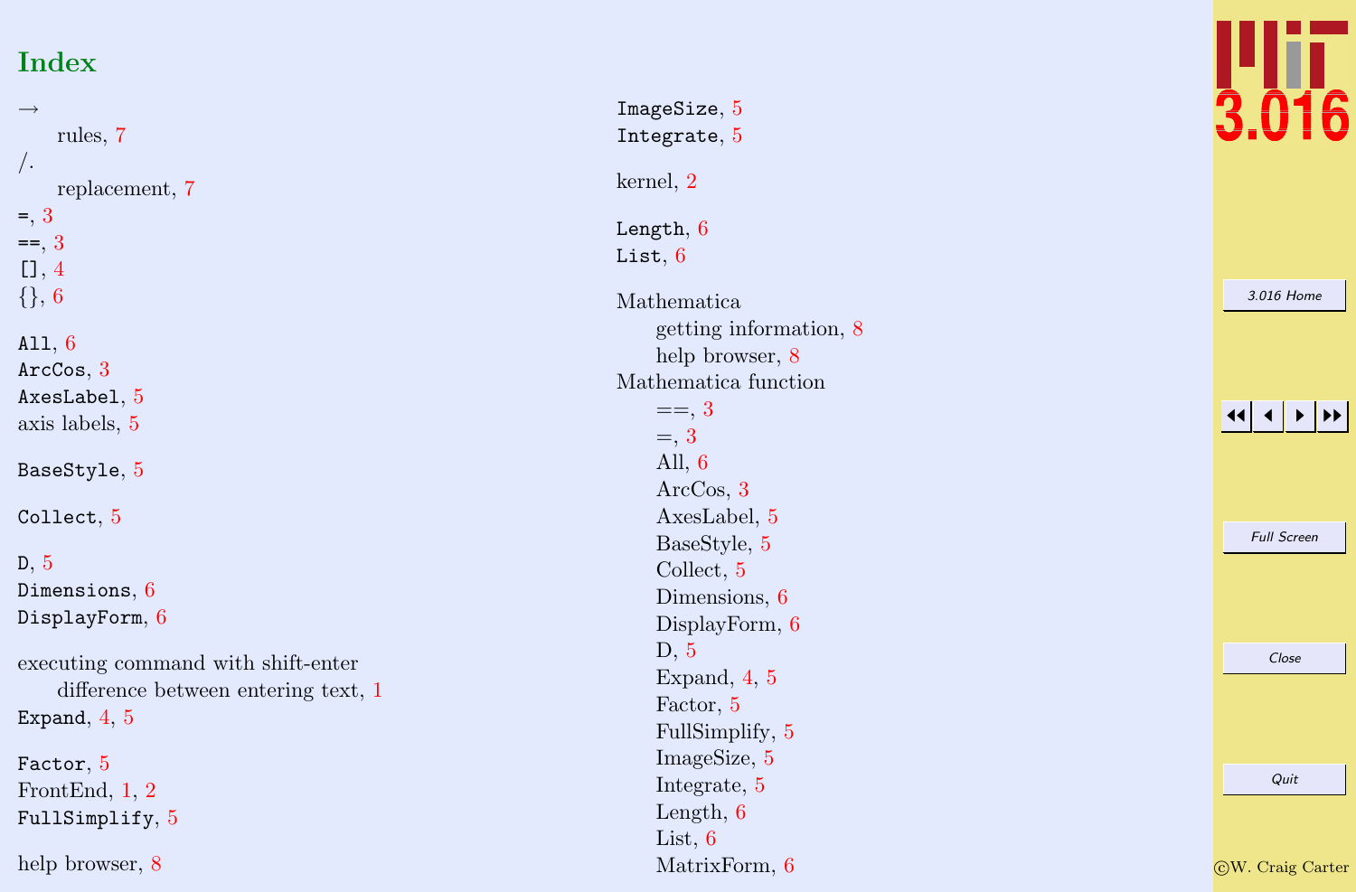# Index

→
  rules, 7

/.
  replacement, 7

`=`, 3

`==`, 3

`[]`, 4

{}, 6

`All`, 6

`ArcCos`, 3

`AxesLabel`, 5

axis labels, 5

`BaseStyle`, 5

`Collect`, 5

`D`, 5

`Dimensions`, 6

`DisplayForm`, 6

executing command with shift-enter
  difference between entering text, 1

`Expand`, 4, 5

`Factor`, 5

FrontEnd, 1, 2

`FullSimplify`, 5

help browser, 8

`ImageSize`, 5

`Integrate`, 5

kernel, 2

`Length`, 6

`List`, 6

Mathematica
  getting information, 8
  help browser, 8

Mathematica function
  ==, 3
  =, 3
  All, 6
  ArcCos, 3
  AxesLabel, 5
  BaseStyle, 5
  Collect, 5
  Dimensions, 6
  DisplayForm, 6
  D, 5
  Expand, 4, 5
  Factor, 5
  FullSimplify, 5
  ImageSize, 5
  Integrate, 5
  Length, 6
  List, 6
  MatrixForm, 6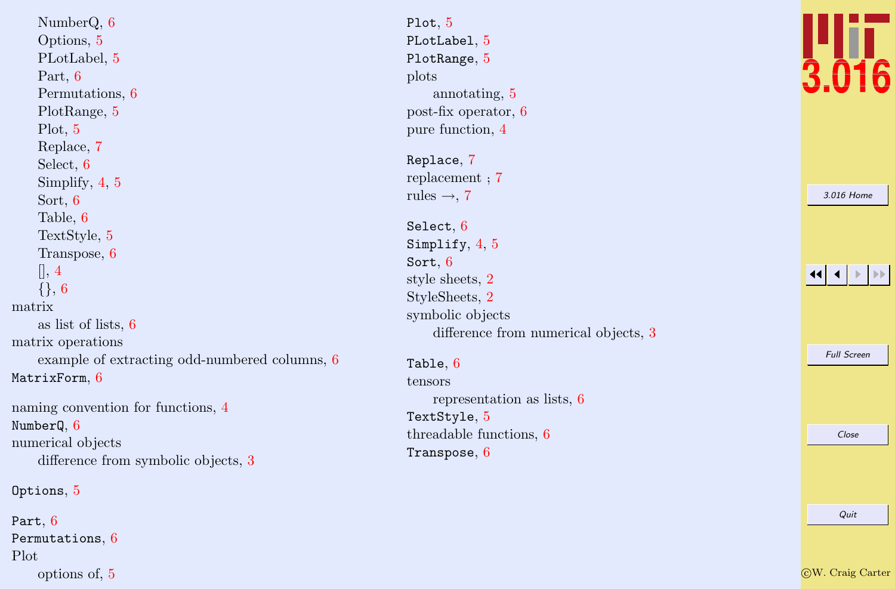NumberQ, 6
Options, 5
PLotLabel, 5
Part, 6
Permutations, 6
PlotRange, 5
Plot, 5
Replace, 7
Select, 6
Simplify, 4, 5
Sort, 6
Table, 6
TextStyle, 5
Transpose, 6
[], 4
{}, 6

matrix
as list of lists, 6

matrix operations
example of extracting odd-numbered columns, 6

`MatrixForm`, 6

naming convention for functions, 4

`NumberQ`, 6

numerical objects
difference from symbolic objects, 3

`Options`, 5

`Part`, 6

`Permutations`, 6

Plot
options of, 5

`Plot`, 5

`PLotLabel`, 5

`PlotRange`, 5

plots
annotating, 5

post-fix operator, 6

pure function, 4

`Replace`, 7

replacement ; 7

rules →, 7

`Select`, 6

`Simplify`, 4, 5

`Sort`, 6

style sheets, 2

StyleSheets, 2

symbolic objects
difference from numerical objects, 3

`Table`, 6

tensors
representation as lists, 6

`TextStyle`, 5

threadable functions, 6

`Transpose`, 6